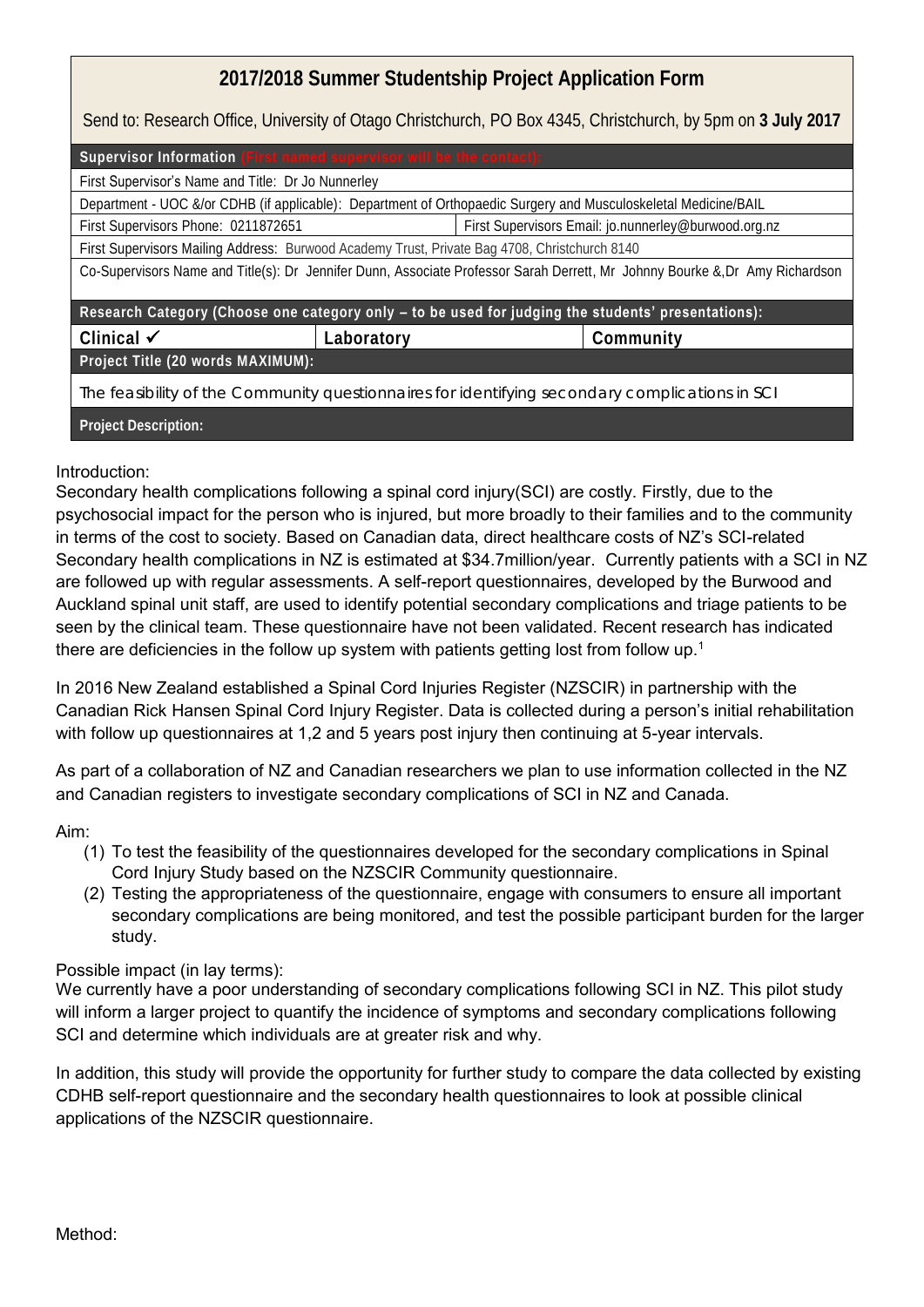# 2017/2018 Summer Studentship Project Application Form

Send to: Research Office, University of Otago Christchurch, PO Box 4345, Christchurch, by 5pm on **3 July 2017**

| **Supervisor Information** (First named supervisor will be the contact): | |
|---|---|
| First Supervisor's Name and Title: Dr Jo Nunnerley | |
| Department - UOC &/or CDHB (if applicable): Department of Orthopaedic Surgery and Musculoskeletal Medicine/BAIL | |
| First Supervisors Phone: 0211872651 | First Supervisors Email: jo.nunnerley@burwood.org.nz |
| First Supervisors Mailing Address: Burwood Academy Trust, Private Bag 4708, Christchurch 8140 | |
| Co-Supervisors Name and Title(s): Dr Jennifer Dunn, Associate Professor Sarah Derrett, Mr Johnny Bourke &, Dr Amy Richardson | |

| **Research Category (Choose one category only – to be used for judging the students' presentations):** | | |
|---|---|---|
| **Clinical ✓** | **Laboratory** | **Community** |

**Project Title (20 words MAXIMUM):**

The feasibility of the Community questionnaires for identifying secondary complications in SCI

**Project Description:**

Introduction:

Secondary health complications following a spinal cord injury(SCI) are costly. Firstly, due to the psychosocial impact for the person who is injured, but more broadly to their families and to the community in terms of the cost to society. Based on Canadian data, direct healthcare costs of NZ's SCI-related Secondary health complications in NZ is estimated at $34.7million/year. Currently patients with a SCI in NZ are followed up with regular assessments. A self-report questionnaires, developed by the Burwood and Auckland spinal unit staff, are used to identify potential secondary complications and triage patients to be seen by the clinical team. These questionnaire have not been validated. Recent research has indicated there are deficiencies in the follow up system with patients getting lost from follow up.[1]

In 2016 New Zealand established a Spinal Cord Injuries Register (NZSCIR) in partnership with the Canadian Rick Hansen Spinal Cord Injury Register. Data is collected during a person's initial rehabilitation with follow up questionnaires at 1,2 and 5 years post injury then continuing at 5-year intervals.

As part of a collaboration of NZ and Canadian researchers we plan to use information collected in the NZ and Canadian registers to investigate secondary complications of SCI in NZ and Canada.

Aim:

(1) To test the feasibility of the questionnaires developed for the secondary complications in Spinal Cord Injury Study based on the NZSCIR Community questionnaire.
(2) Testing the appropriateness of the questionnaire, engage with consumers to ensure all important secondary complications are being monitored, and test the possible participant burden for the larger study.

Possible impact (in lay terms):

We currently have a poor understanding of secondary complications following SCI in NZ. This pilot study will inform a larger project to quantify the incidence of symptoms and secondary complications following SCI and determine which individuals are at greater risk and why.

In addition, this study will provide the opportunity for further study to compare the data collected by existing CDHB self-report questionnaire and the secondary health questionnaires to look at possible clinical applications of the NZSCIR questionnaire.

Method: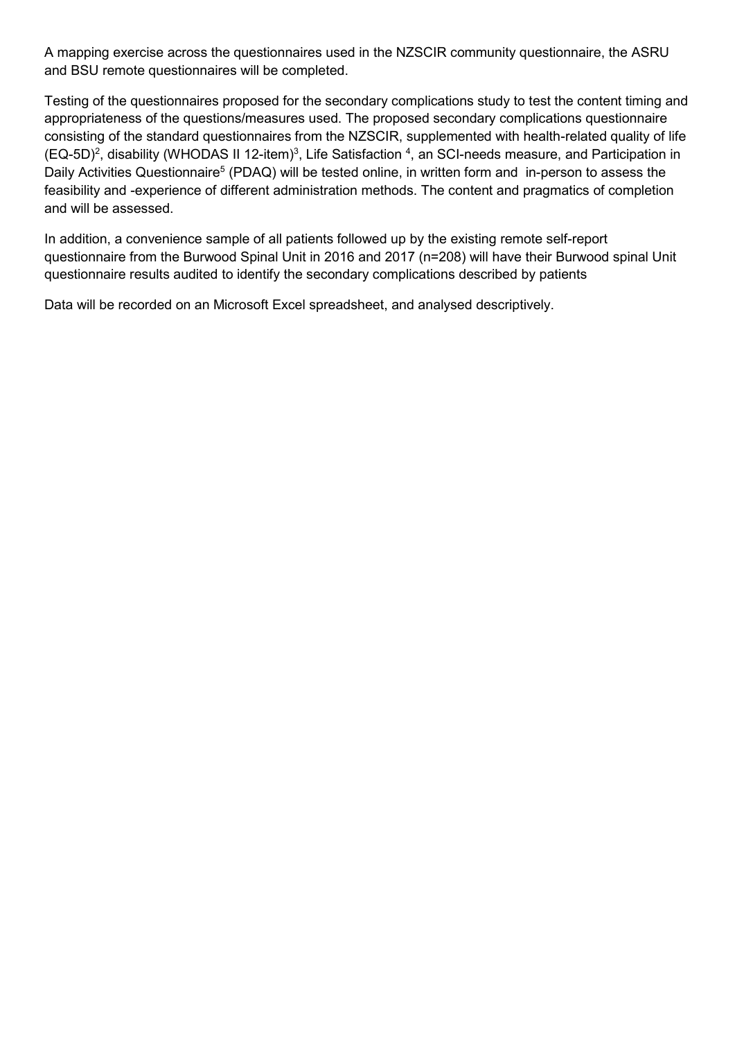A mapping exercise across the questionnaires used in the NZSCIR community questionnaire, the ASRU and BSU remote questionnaires will be completed.

Testing of the questionnaires proposed for the secondary complications study to test the content timing and appropriateness of the questions/measures used. The proposed secondary complications questionnaire consisting of the standard questionnaires from the NZSCIR, supplemented with health-related quality of life (EQ-5D)[2], disability (WHODAS II 12-item)[3], Life Satisfaction [4], an SCI-needs measure, and Participation in Daily Activities Questionnaire[5] (PDAQ) will be tested online, in written form and in-person to assess the feasibility and -experience of different administration methods. The content and pragmatics of completion and will be assessed.

In addition, a convenience sample of all patients followed up by the existing remote self-report questionnaire from the Burwood Spinal Unit in 2016 and 2017 (n=208) will have their Burwood spinal Unit questionnaire results audited to identify the secondary complications described by patients

Data will be recorded on an Microsoft Excel spreadsheet, and analysed descriptively.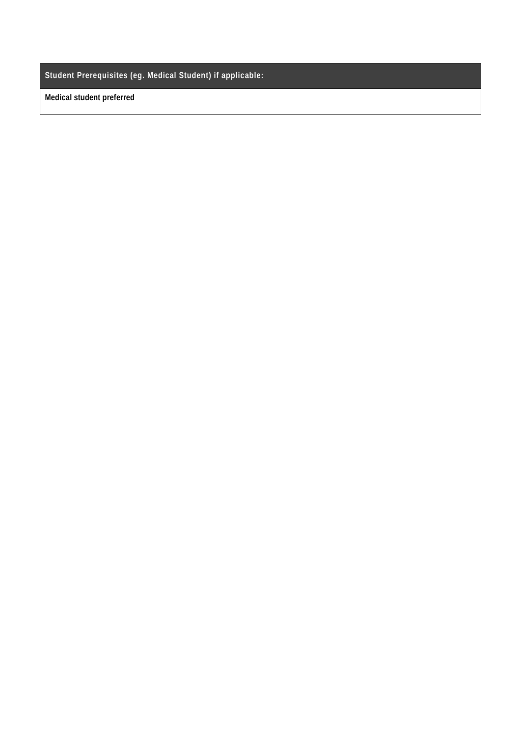| Student Prerequisites (eg. Medical Student) if applicable: |
| --- |
| **Medical student preferred** |